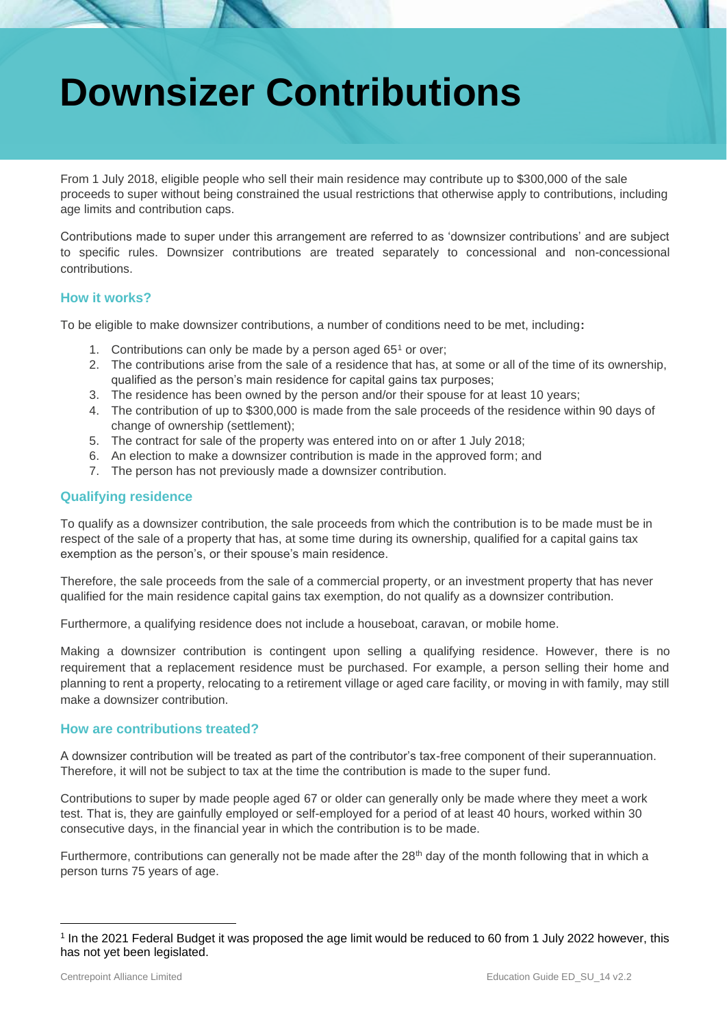# Downsizer Contributions

From 1 July 2018, eligible people who sell their main residence may contribute up to $300,000 of the sale proceeds to super without being constrained the usual restrictions that otherwise apply to contributions, including age limits and contribution caps.

Contributions made to super under this arrangement are referred to as 'downsizer contributions' and are subject to specific rules. Downsizer contributions are treated separately to concessional and non-concessional contributions.

## How it works?

To be eligible to make downsizer contributions, a number of conditions need to be met, including:

1. Contributions can only be made by a person aged 65[1] or over;
2. The contributions arise from the sale of a residence that has, at some or all of the time of its ownership, qualified as the person's main residence for capital gains tax purposes;
3. The residence has been owned by the person and/or their spouse for at least 10 years;
4. The contribution of up to $300,000 is made from the sale proceeds of the residence within 90 days of change of ownership (settlement);
5. The contract for sale of the property was entered into on or after 1 July 2018;
6. An election to make a downsizer contribution is made in the approved form; and
7. The person has not previously made a downsizer contribution.

## Qualifying residence

To qualify as a downsizer contribution, the sale proceeds from which the contribution is to be made must be in respect of the sale of a property that has, at some time during its ownership, qualified for a capital gains tax exemption as the person's, or their spouse's main residence.

Therefore, the sale proceeds from the sale of a commercial property, or an investment property that has never qualified for the main residence capital gains tax exemption, do not qualify as a downsizer contribution.

Furthermore, a qualifying residence does not include a houseboat, caravan, or mobile home.

Making a downsizer contribution is contingent upon selling a qualifying residence. However, there is no requirement that a replacement residence must be purchased. For example, a person selling their home and planning to rent a property, relocating to a retirement village or aged care facility, or moving in with family, may still make a downsizer contribution.

## How are contributions treated?

A downsizer contribution will be treated as part of the contributor's tax-free component of their superannuation. Therefore, it will not be subject to tax at the time the contribution is made to the super fund.

Contributions to super by made people aged 67 or older can generally only be made where they meet a work test. That is, they are gainfully employed or self-employed for a period of at least 40 hours, worked within 30 consecutive days, in the financial year in which the contribution is to be made.

Furthermore, contributions can generally not be made after the 28th day of the month following that in which a person turns 75 years of age.

[1] In the 2021 Federal Budget it was proposed the age limit would be reduced to 60 from 1 July 2022 however, this has not yet been legislated.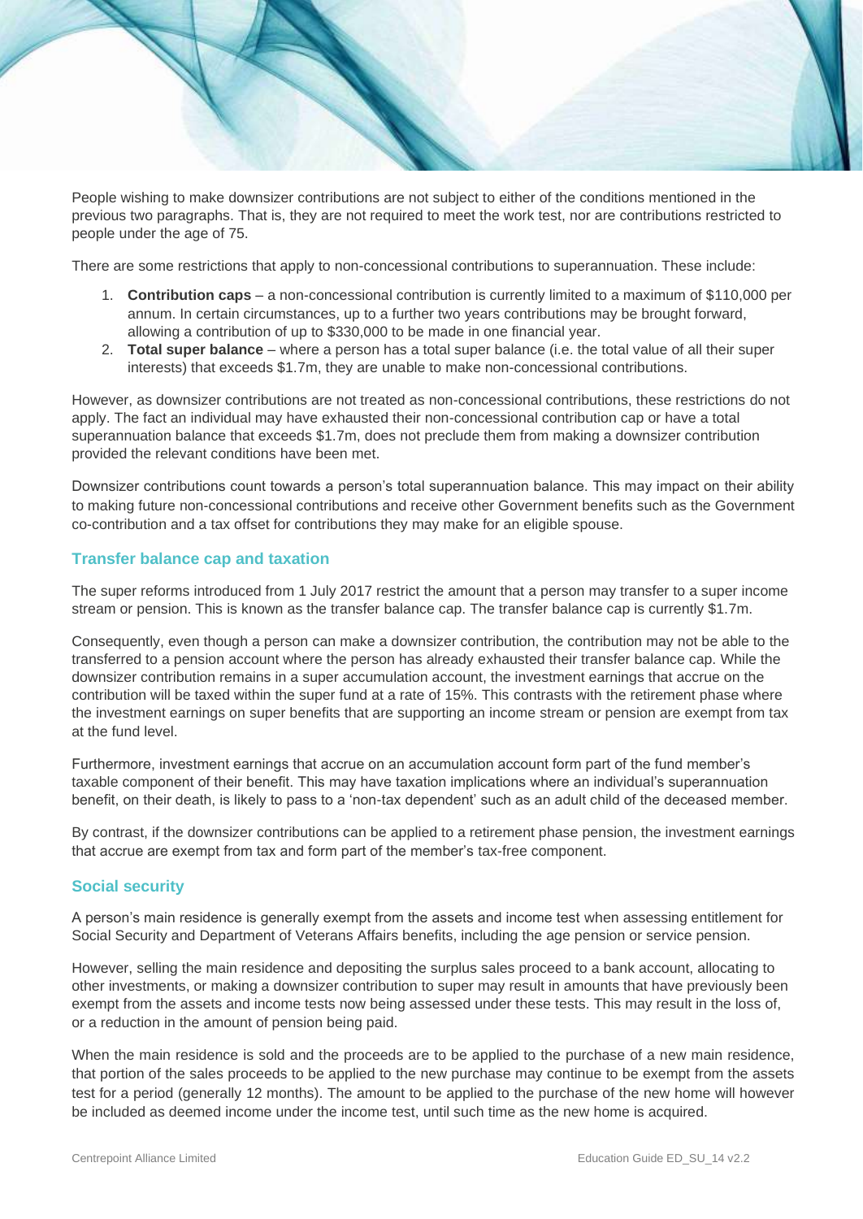People wishing to make downsizer contributions are not subject to either of the conditions mentioned in the previous two paragraphs. That is, they are not required to meet the work test, nor are contributions restricted to people under the age of 75.

There are some restrictions that apply to non-concessional contributions to superannuation. These include:

1. **Contribution caps** – a non-concessional contribution is currently limited to a maximum of $110,000 per annum. In certain circumstances, up to a further two years contributions may be brought forward, allowing a contribution of up to $330,000 to be made in one financial year.
2. **Total super balance** – where a person has a total super balance (i.e. the total value of all their super interests) that exceeds $1.7m, they are unable to make non-concessional contributions.

However, as downsizer contributions are not treated as non-concessional contributions, these restrictions do not apply. The fact an individual may have exhausted their non-concessional contribution cap or have a total superannuation balance that exceeds $1.7m, does not preclude them from making a downsizer contribution provided the relevant conditions have been met.

Downsizer contributions count towards a person's total superannuation balance. This may impact on their ability to making future non-concessional contributions and receive other Government benefits such as the Government co-contribution and a tax offset for contributions they may make for an eligible spouse.

### Transfer balance cap and taxation

The super reforms introduced from 1 July 2017 restrict the amount that a person may transfer to a super income stream or pension. This is known as the transfer balance cap. The transfer balance cap is currently $1.7m.

Consequently, even though a person can make a downsizer contribution, the contribution may not be able to the transferred to a pension account where the person has already exhausted their transfer balance cap. While the downsizer contribution remains in a super accumulation account, the investment earnings that accrue on the contribution will be taxed within the super fund at a rate of 15%. This contrasts with the retirement phase where the investment earnings on super benefits that are supporting an income stream or pension are exempt from tax at the fund level.

Furthermore, investment earnings that accrue on an accumulation account form part of the fund member's taxable component of their benefit. This may have taxation implications where an individual's superannuation benefit, on their death, is likely to pass to a 'non-tax dependent' such as an adult child of the deceased member.

By contrast, if the downsizer contributions can be applied to a retirement phase pension, the investment earnings that accrue are exempt from tax and form part of the member's tax-free component.

### Social security

A person's main residence is generally exempt from the assets and income test when assessing entitlement for Social Security and Department of Veterans Affairs benefits, including the age pension or service pension.

However, selling the main residence and depositing the surplus sales proceed to a bank account, allocating to other investments, or making a downsizer contribution to super may result in amounts that have previously been exempt from the assets and income tests now being assessed under these tests. This may result in the loss of, or a reduction in the amount of pension being paid.

When the main residence is sold and the proceeds are to be applied to the purchase of a new main residence, that portion of the sales proceeds to be applied to the new purchase may continue to be exempt from the assets test for a period (generally 12 months). The amount to be applied to the purchase of the new home will however be included as deemed income under the income test, until such time as the new home is acquired.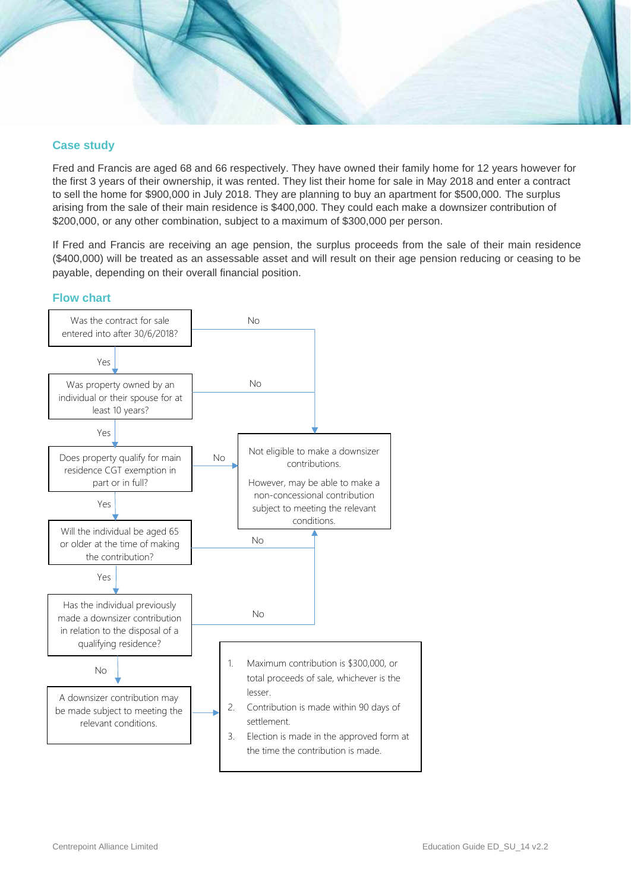## Case study

Fred and Francis are aged 68 and 66 respectively. They have owned their family home for 12 years however for the first 3 years of their ownership, it was rented. They list their home for sale in May 2018 and enter a contract to sell the home for $900,000 in July 2018. They are planning to buy an apartment for $500,000. The surplus arising from the sale of their main residence is $400,000. They could each make a downsizer contribution of $200,000, or any other combination, subject to a maximum of $300,000 per person.

If Fred and Francis are receiving an age pension, the surplus proceeds from the sale of their main residence ($400,000) will be treated as an assessable asset and will result on their age pension reducing or ceasing to be payable, depending on their overall financial position.

## Flow chart

Was the contract for sale entered into after 30/6/2018?

No

Yes

Was property owned by an individual or their spouse for at least 10 years?

No

Yes

Does property qualify for main residence CGT exemption in part or in full?

No

Not eligible to make a downsizer contributions.

However, may be able to make a non-concessional contribution subject to meeting the relevant conditions.

Yes

Will the individual be aged 65 or older at the time of making the contribution?

No

Yes

Has the individual previously made a downsizer contribution in relation to the disposal of a qualifying residence?

No

No

A downsizer contribution may be made subject to meeting the relevant conditions.

1. Maximum contribution is $300,000, or total proceeds of sale, whichever is the lesser.
2. Contribution is made within 90 days of settlement.
3. Election is made in the approved form at the time the contribution is made.